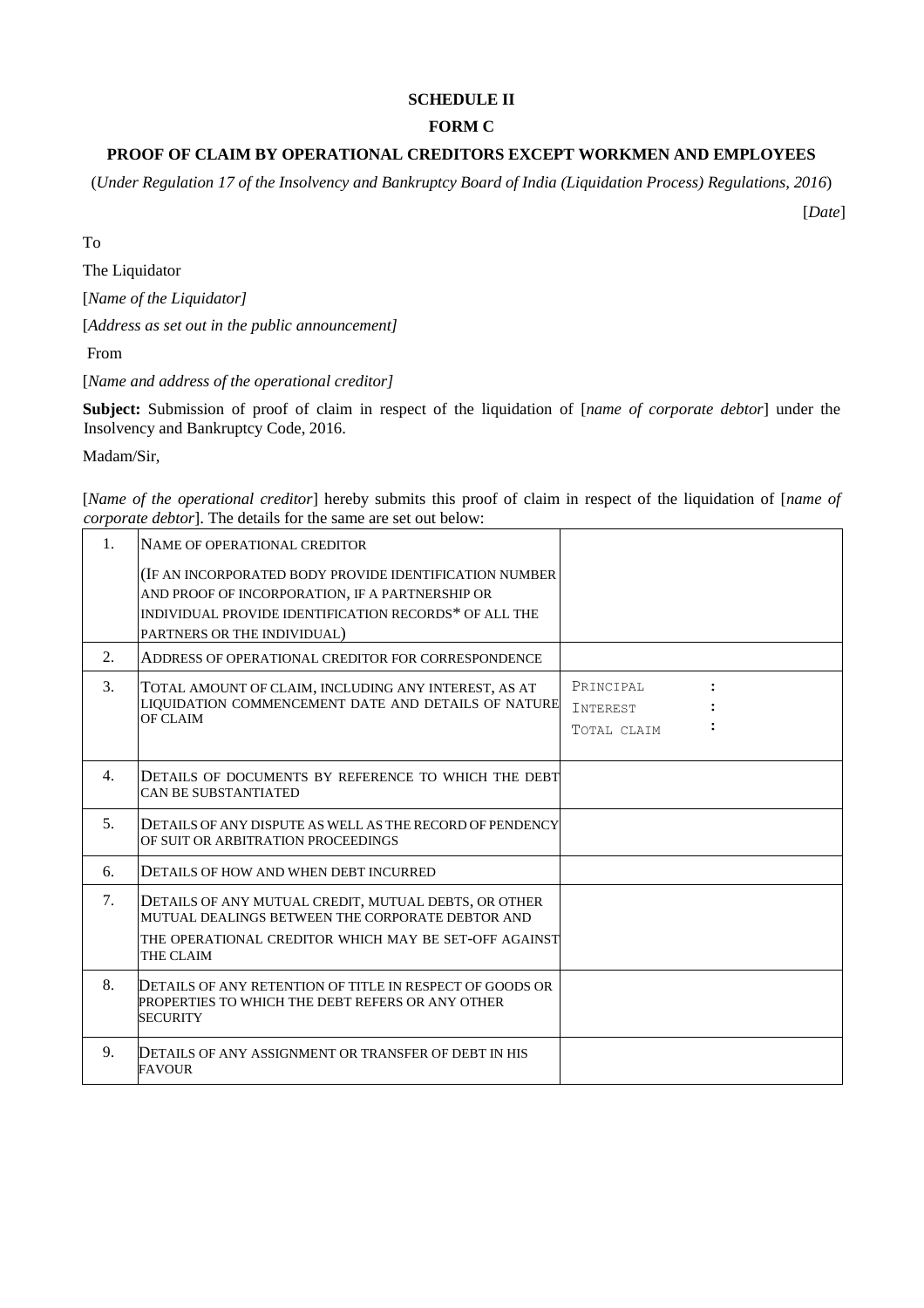**SCHEDULE II**

**FORM C**

**PROOF OF CLAIM BY OPERATIONAL CREDITORS EXCEPT WORKMEN AND EMPLOYEES**

(*Under Regulation 17 of the Insolvency and Bankruptcy Board of India (Liquidation Process) Regulations, 2016*)

[*Date*]

To

The Liquidator

[*Name of the Liquidator]*

[*Address as set out in the public announcement]*

From

[*Name and address of the operational creditor]*

**Subject:** Submission of proof of claim in respect of the liquidation of [*name of corporate debtor*] under the Insolvency and Bankruptcy Code, 2016.

Madam/Sir,

[*Name of the operational creditor*] hereby submits this proof of claim in respect of the liquidation of [*name of corporate debtor*]. The details for the same are set out below:

| | | |
|---|---|---|
| 1. | NAME OF OPERATIONAL CREDITOR<br>(IF AN INCORPORATED BODY PROVIDE IDENTIFICATION NUMBER AND PROOF OF INCORPORATION, IF A PARTNERSHIP OR INDIVIDUAL PROVIDE IDENTIFICATION RECORDS* OF ALL THE PARTNERS OR THE INDIVIDUAL) | |
| 2. | ADDRESS OF OPERATIONAL CREDITOR FOR CORRESPONDENCE | |
| 3. | TOTAL AMOUNT OF CLAIM, INCLUDING ANY INTEREST, AS AT LIQUIDATION COMMENCEMENT DATE AND DETAILS OF NATURE OF CLAIM | PRINCIPAL :<br>INTEREST :<br>TOTAL CLAIM : |
| 4. | DETAILS OF DOCUMENTS BY REFERENCE TO WHICH THE DEBT CAN BE SUBSTANTIATED | |
| 5. | DETAILS OF ANY DISPUTE AS WELL AS THE RECORD OF PENDENCY OF SUIT OR ARBITRATION PROCEEDINGS | |
| 6. | DETAILS OF HOW AND WHEN DEBT INCURRED | |
| 7. | DETAILS OF ANY MUTUAL CREDIT, MUTUAL DEBTS, OR OTHER MUTUAL DEALINGS BETWEEN THE CORPORATE DEBTOR AND THE OPERATIONAL CREDITOR WHICH MAY BE SET-OFF AGAINST THE CLAIM | |
| 8. | DETAILS OF ANY RETENTION OF TITLE IN RESPECT OF GOODS OR PROPERTIES TO WHICH THE DEBT REFERS OR ANY OTHER SECURITY | |
| 9. | DETAILS OF ANY ASSIGNMENT OR TRANSFER OF DEBT IN HIS FAVOUR | |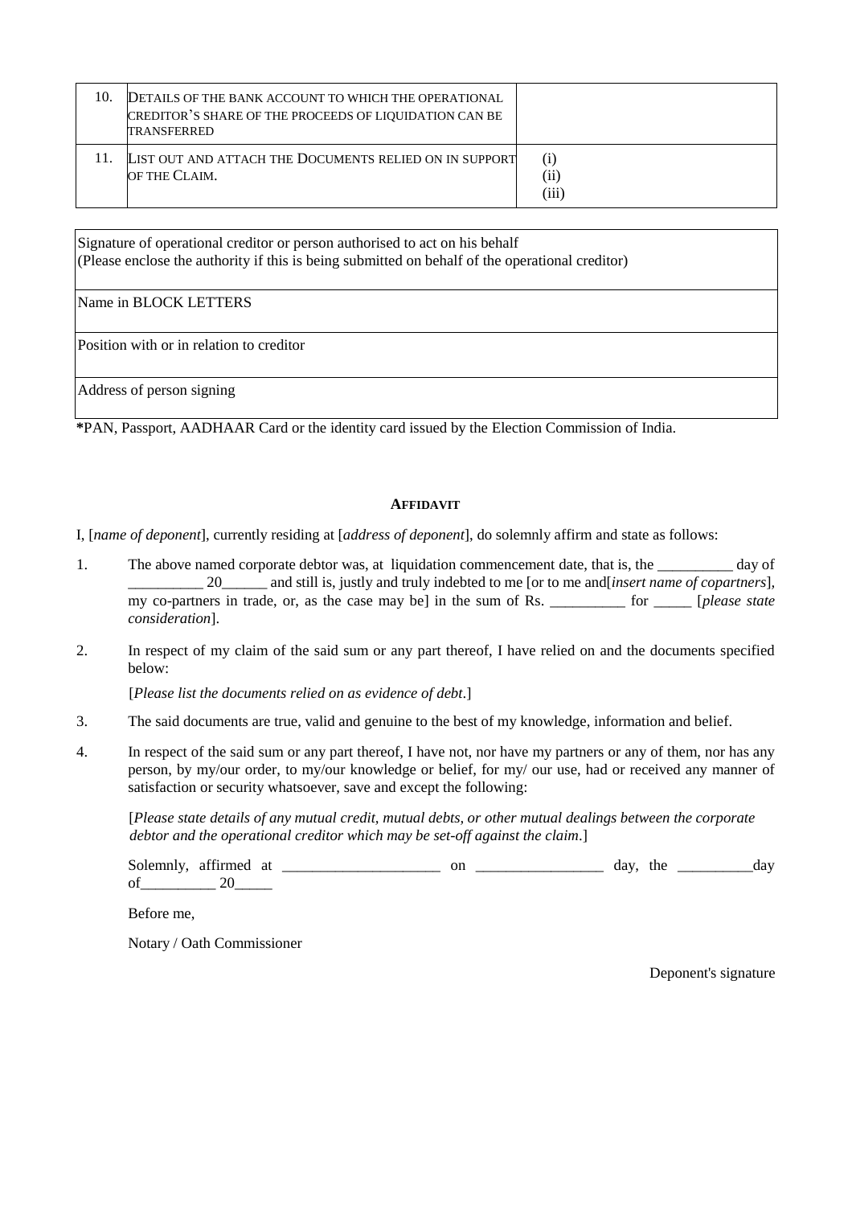| 10. | DETAILS OF THE BANK ACCOUNT TO WHICH THE OPERATIONAL CREDITOR'S SHARE OF THE PROCEEDS OF LIQUIDATION CAN BE TRANSFERRED | |
|---|---|---|
| 11. | LIST OUT AND ATTACH THE DOCUMENTS RELIED ON IN SUPPORT OF THE CLAIM. | (i)<br>(ii)<br>(iii) |

| Signature of operational creditor or person authorised to act on his behalf<br>(Please enclose the authority if this is being submitted on behalf of the operational creditor) |
|---|
| Name in BLOCK LETTERS |
| Position with or in relation to creditor |
| Address of person signing |

*PAN, Passport, AADHAAR Card or the identity card issued by the Election Commission of India.

**AFFIDAVIT**

I, [*name of deponent*], currently residing at [*address of deponent*], do solemnly affirm and state as follows:

1. The above named corporate debtor was, at liquidation commencement date, that is, the __________ day of __________ 20______ and still is, justly and truly indebted to me [or to me and[*insert name of copartners*], my co-partners in trade, or, as the case may be] in the sum of Rs. __________ for _____ [*please state consideration*].

2. In respect of my claim of the said sum or any part thereof, I have relied on and the documents specified below:

   [*Please list the documents relied on as evidence of debt*.]

3. The said documents are true, valid and genuine to the best of my knowledge, information and belief.

4. In respect of the said sum or any part thereof, I have not, nor have my partners or any of them, nor has any person, by my/our order, to my/our knowledge or belief, for my/ our use, had or received any manner of satisfaction or security whatsoever, save and except the following:

   [*Please state details of any mutual credit, mutual debts, or other mutual dealings between the corporate debtor and the operational creditor which may be set-off against the claim*.]

   Solemnly, affirmed at _____________________ on _________________ day, the __________day of__________ 20_____

   Before me,

   Notary / Oath Commissioner

Deponent's signature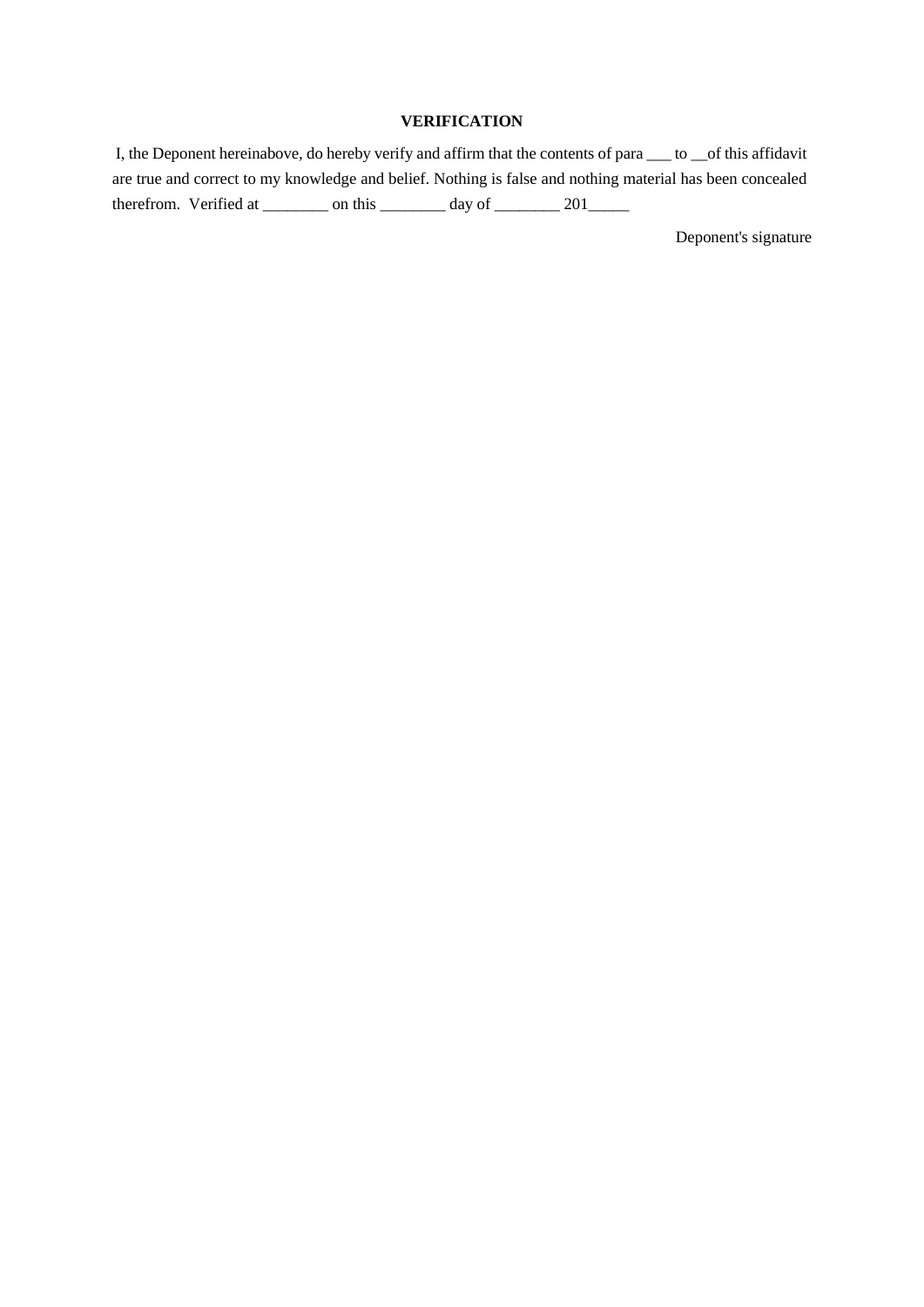**VERIFICATION**

I, the Deponent hereinabove, do hereby verify and affirm that the contents of para ___ to __of this affidavit are true and correct to my knowledge and belief. Nothing is false and nothing material has been concealed therefrom. Verified at ________ on this ________ day of ________ 201_____

Deponent's signature